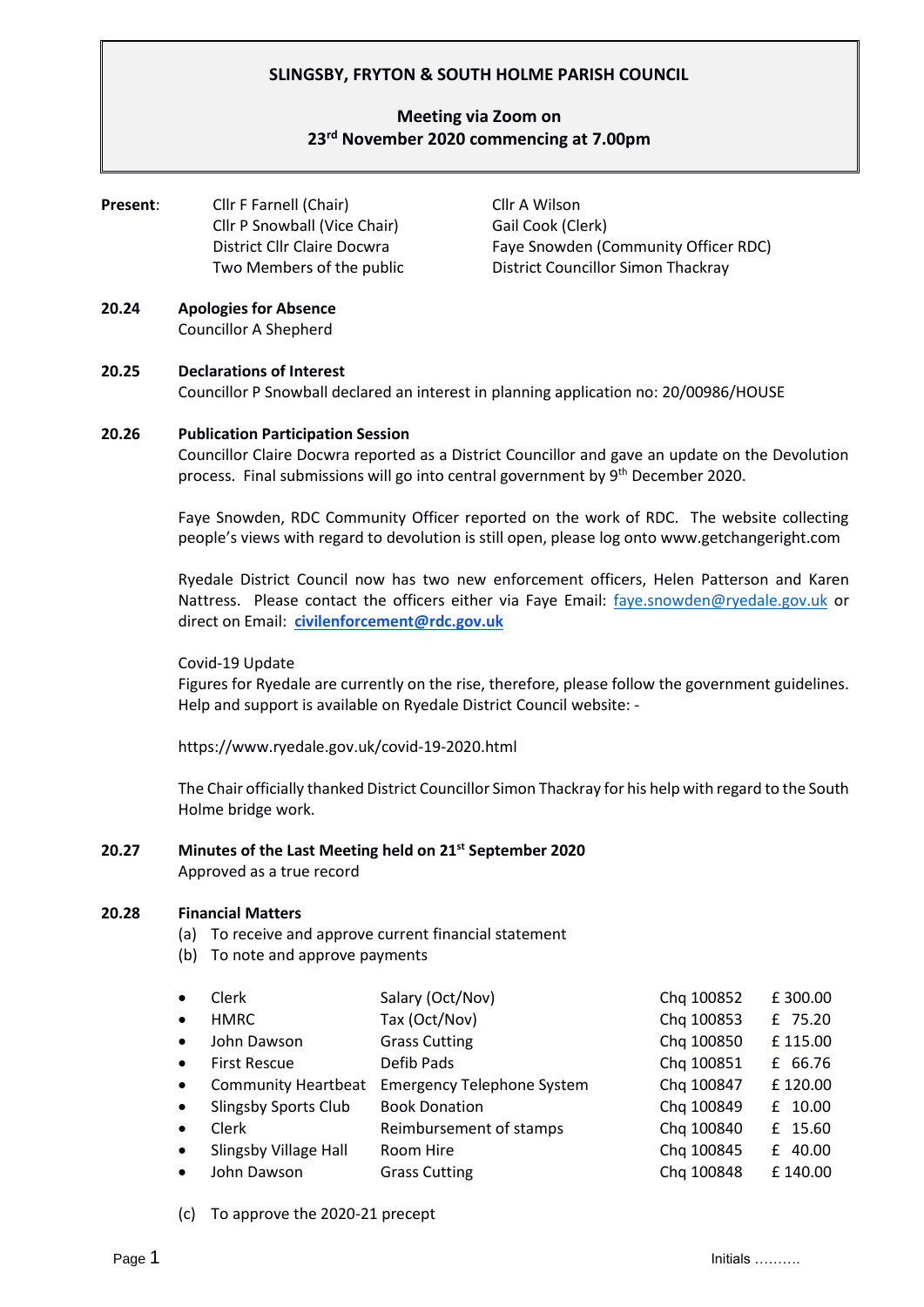# SLINGSBY, FRYTON & SOUTH HOLME PARISH COUNCIL

## Meeting via Zoom on 23rd November 2020 commencing at 7.00pm

**Present**:

| | |
|---|---|
| Cllr F Farnell (Chair) | Cllr A Wilson |
| Cllr P Snowball (Vice Chair) | Gail Cook (Clerk) |
| District Cllr Claire Docwra | Faye Snowden (Community Officer RDC) |
| Two Members of the public | District Councillor Simon Thackray |

**20.24 Apologies for Absence**

Councillor A Shepherd

**20.25 Declarations of Interest**

Councillor P Snowball declared an interest in planning application no: 20/00986/HOUSE

**20.26 Publication Participation Session**

Councillor Claire Docwra reported as a District Councillor and gave an update on the Devolution process. Final submissions will go into central government by 9th December 2020.

Faye Snowden, RDC Community Officer reported on the work of RDC. The website collecting people's views with regard to devolution is still open, please log onto www.getchangeright.com

Ryedale District Council now has two new enforcement officers, Helen Patterson and Karen Nattress. Please contact the officers either via Faye Email: faye.snowden@ryedale.gov.uk or direct on Email: **civilenforcement@rdc.gov.uk**

Covid-19 Update

Figures for Ryedale are currently on the rise, therefore, please follow the government guidelines. Help and support is available on Ryedale District Council website: -

https://www.ryedale.gov.uk/covid-19-2020.html

The Chair officially thanked District Councillor Simon Thackray for his help with regard to the South Holme bridge work.

**20.27 Minutes of the Last Meeting held on 21st September 2020**

Approved as a true record

**20.28 Financial Matters**

(a) To receive and approve current financial statement

(b) To note and approve payments

| Payee | Description | Cheque | Amount |
|---|---|---|---|
| Clerk | Salary (Oct/Nov) | Chq 100852 | £ 300.00 |
| HMRC | Tax (Oct/Nov) | Chq 100853 | £ 75.20 |
| John Dawson | Grass Cutting | Chq 100850 | £ 115.00 |
| First Rescue | Defib Pads | Chq 100851 | £ 66.76 |
| Community Heartbeat | Emergency Telephone System | Chq 100847 | £ 120.00 |
| Slingsby Sports Club | Book Donation | Chq 100849 | £ 10.00 |
| Clerk | Reimbursement of stamps | Chq 100840 | £ 15.60 |
| Slingsby Village Hall | Room Hire | Chq 100845 | £ 40.00 |
| John Dawson | Grass Cutting | Chq 100848 | £ 140.00 |

(c) To approve the 2020-21 precept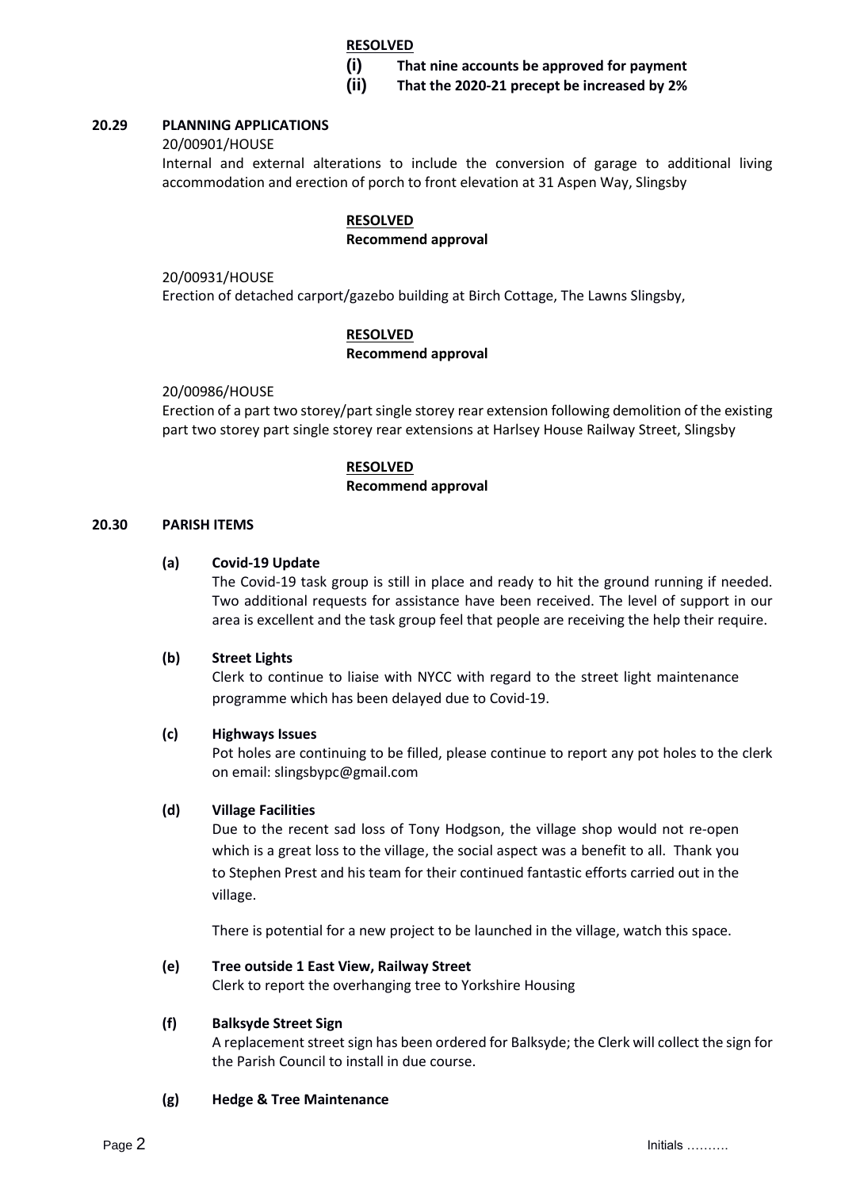**RESOLVED**

**(i) That nine accounts be approved for payment**

**(ii) That the 2020-21 precept be increased by 2%**

### 20.29 PLANNING APPLICATIONS

20/00901/HOUSE

Internal and external alterations to include the conversion of garage to additional living accommodation and erection of porch to front elevation at 31 Aspen Way, Slingsby

**RESOLVED**

**Recommend approval**

20/00931/HOUSE

Erection of detached carport/gazebo building at Birch Cottage, The Lawns Slingsby,

**RESOLVED**

**Recommend approval**

20/00986/HOUSE

Erection of a part two storey/part single storey rear extension following demolition of the existing part two storey part single storey rear extensions at Harlsey House Railway Street, Slingsby

**RESOLVED**

**Recommend approval**

### 20.30 PARISH ITEMS

**(a) Covid-19 Update**

The Covid-19 task group is still in place and ready to hit the ground running if needed. Two additional requests for assistance have been received. The level of support in our area is excellent and the task group feel that people are receiving the help their require.

**(b) Street Lights**

Clerk to continue to liaise with NYCC with regard to the street light maintenance programme which has been delayed due to Covid-19.

**(c) Highways Issues**

Pot holes are continuing to be filled, please continue to report any pot holes to the clerk on email: slingsbypc@gmail.com

**(d) Village Facilities**

Due to the recent sad loss of Tony Hodgson, the village shop would not re-open which is a great loss to the village, the social aspect was a benefit to all. Thank you to Stephen Prest and his team for their continued fantastic efforts carried out in the village.

There is potential for a new project to be launched in the village, watch this space.

**(e) Tree outside 1 East View, Railway Street**

Clerk to report the overhanging tree to Yorkshire Housing

**(f) Balksyde Street Sign**

A replacement street sign has been ordered for Balksyde; the Clerk will collect the sign for the Parish Council to install in due course.

**(g) Hedge & Tree Maintenance**

Initials ……….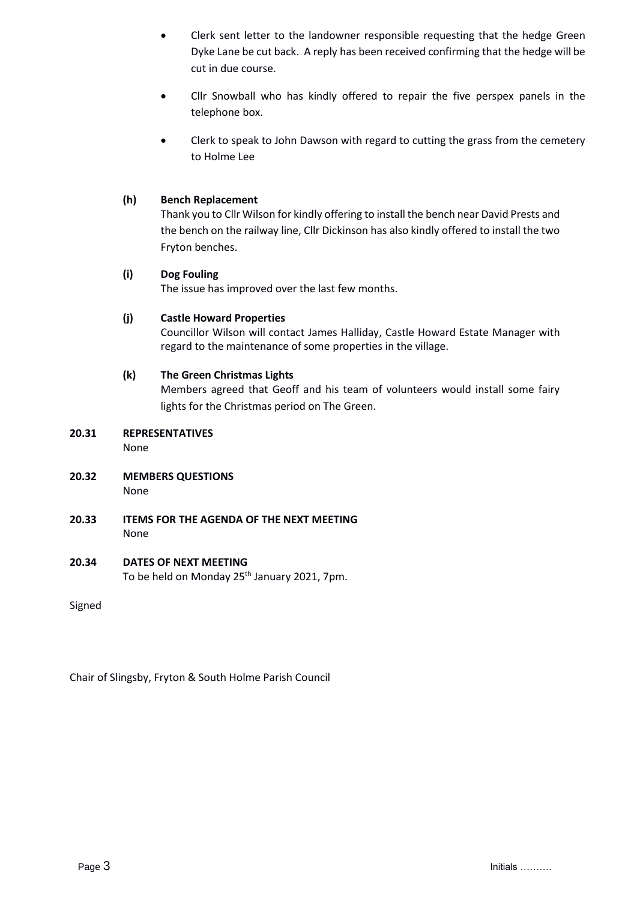- Clerk sent letter to the landowner responsible requesting that the hedge Green Dyke Lane be cut back. A reply has been received confirming that the hedge will be cut in due course.
- Cllr Snowball who has kindly offered to repair the five perspex panels in the telephone box.
- Clerk to speak to John Dawson with regard to cutting the grass from the cemetery to Holme Lee

**(h) Bench Replacement**

Thank you to Cllr Wilson for kindly offering to install the bench near David Prests and the bench on the railway line, Cllr Dickinson has also kindly offered to install the two Fryton benches.

**(i) Dog Fouling**

The issue has improved over the last few months.

**(j) Castle Howard Properties**

Councillor Wilson will contact James Halliday, Castle Howard Estate Manager with regard to the maintenance of some properties in the village.

**(k) The Green Christmas Lights**

Members agreed that Geoff and his team of volunteers would install some fairy lights for the Christmas period on The Green.

**20.31 REPRESENTATIVES**

None

**20.32 MEMBERS QUESTIONS**

None

**20.33 ITEMS FOR THE AGENDA OF THE NEXT MEETING**

None

**20.34 DATES OF NEXT MEETING**

To be held on Monday 25th January 2021, 7pm.

Signed

Chair of Slingsby, Fryton & South Holme Parish Council

Initials ……….